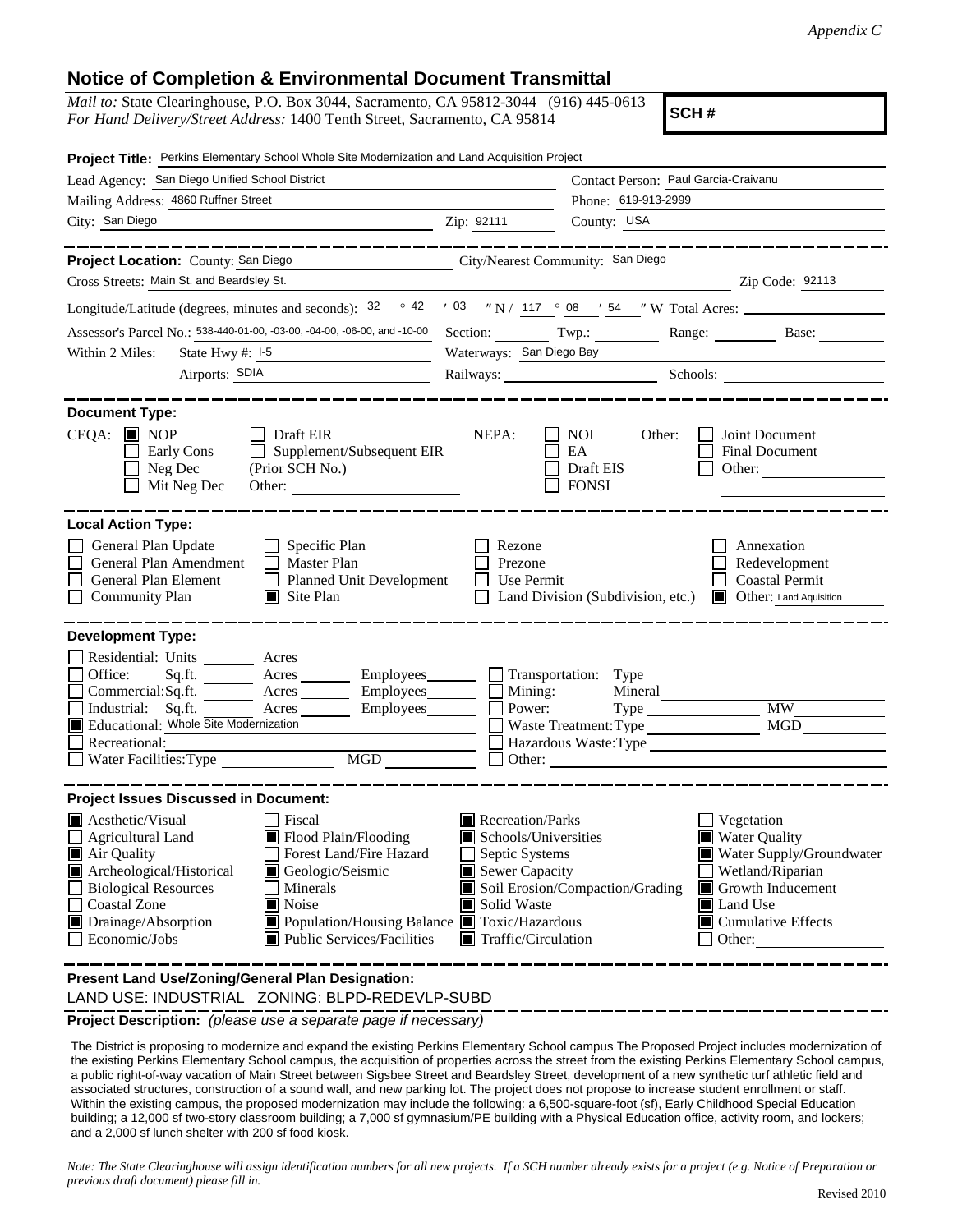*Appendix C*

# Notice of Completion & Environmental Document Transmittal

*Mail to:* State Clearinghouse, P.O. Box 3044, Sacramento, CA 95812-3044 (916) 445-0613
*For Hand Delivery/Street Address:* 1400 Tenth Street, Sacramento, CA 95814

**SCH #**

**Project Title:** Perkins Elementary School Whole Site Modernization and Land Acquisition Project

Lead Agency: San Diego Unified School District
Contact Person: Paul Garcia-Craivanu

Mailing Address: 4860 Ruffner Street
Phone: 619-913-2999

City: San Diego
Zip: 92111
County: USA

---

**Project Location:** County: San Diego
City/Nearest Community: San Diego

Cross Streets: Main St. and Beardsley St.
Zip Code: 92113

Longitude/Latitude (degrees, minutes and seconds): 32 ° 42 ′ 03 ″ N / 117 ° 08 ′ 54 ″ W Total Acres:

Assessor's Parcel No.: 538-440-01-00, -03-00, -04-00, -06-00, and -10-00 Section: Twp.: Range: Base:

Within 2 Miles: State Hwy #: I-5 Waterways: San Diego Bay

Airports: SDIA Railways: Schools:

---

**Document Type:**

CEQA: ■ NOP ☐ Early Cons ☐ Neg Dec ☐ Mit Neg Dec ☐ Draft EIR ☐ Supplement/Subsequent EIR (Prior SCH No.) Other:

NEPA: ☐ NOI ☐ EA ☐ Draft EIS ☐ FONSI

Other: ☐ Joint Document ☐ Final Document ☐ Other:

---

**Local Action Type:**

☐ General Plan Update ☐ General Plan Amendment ☐ General Plan Element ☐ Community Plan
☐ Specific Plan ☐ Master Plan ☐ Planned Unit Development ■ Site Plan
☐ Rezone ☐ Prezone ☐ Use Permit ☐ Land Division (Subdivision, etc.)
☐ Annexation ☐ Redevelopment ☐ Coastal Permit ■ Other: Land Aquisition

---

**Development Type:**

☐ Residential: Units Acres
☐ Office: Sq.ft. Acres Employees
☐ Commercial: Sq.ft. Acres Employees
☐ Industrial: Sq.ft. Acres Employees
■ Educational: Whole Site Modernization
☐ Recreational:
☐ Water Facilities: Type MGD
☐ Transportation: Type
☐ Mining: Mineral
☐ Power: Type MW
☐ Waste Treatment: Type MGD
☐ Hazardous Waste: Type
☐ Other:

---

**Project Issues Discussed in Document:**

■ Aesthetic/Visual ☐ Agricultural Land ■ Air Quality ■ Archeological/Historical ☐ Biological Resources ☐ Coastal Zone ■ Drainage/Absorption ☐ Economic/Jobs
☐ Fiscal ■ Flood Plain/Flooding ☐ Forest Land/Fire Hazard ■ Geologic/Seismic ☐ Minerals ■ Noise ■ Population/Housing Balance ■ Public Services/Facilities
■ Recreation/Parks ■ Schools/Universities ☐ Septic Systems ■ Sewer Capacity ■ Soil Erosion/Compaction/Grading ■ Solid Waste ■ Toxic/Hazardous ■ Traffic/Circulation
☐ Vegetation ■ Water Quality ■ Water Supply/Groundwater ☐ Wetland/Riparian ■ Growth Inducement ■ Land Use ■ Cumulative Effects ☐ Other:

---

**Present Land Use/Zoning/General Plan Designation:**

LAND USE: INDUSTRIAL ZONING: BLPD-REDEVLP-SUBD

**Project Description:** *(please use a separate page if necessary)*

The District is proposing to modernize and expand the existing Perkins Elementary School campus The Proposed Project includes modernization of the existing Perkins Elementary School campus, the acquisition of properties across the street from the existing Perkins Elementary School campus, a public right-of-way vacation of Main Street between Sigsbee Street and Beardsley Street, development of a new synthetic turf athletic field and associated structures, construction of a sound wall, and new parking lot. The project does not propose to increase student enrollment or staff. Within the existing campus, the proposed modernization may include the following: a 6,500-square-foot (sf), Early Childhood Special Education building; a 12,000 sf two-story classroom building; a 7,000 sf gymnasium/PE building with a Physical Education office, activity room, and lockers; and a 2,000 sf lunch shelter with 200 sf food kiosk.

*Note: The State Clearinghouse will assign identification numbers for all new projects. If a SCH number already exists for a project (e.g. Notice of Preparation or previous draft document) please fill in.*

Revised 2010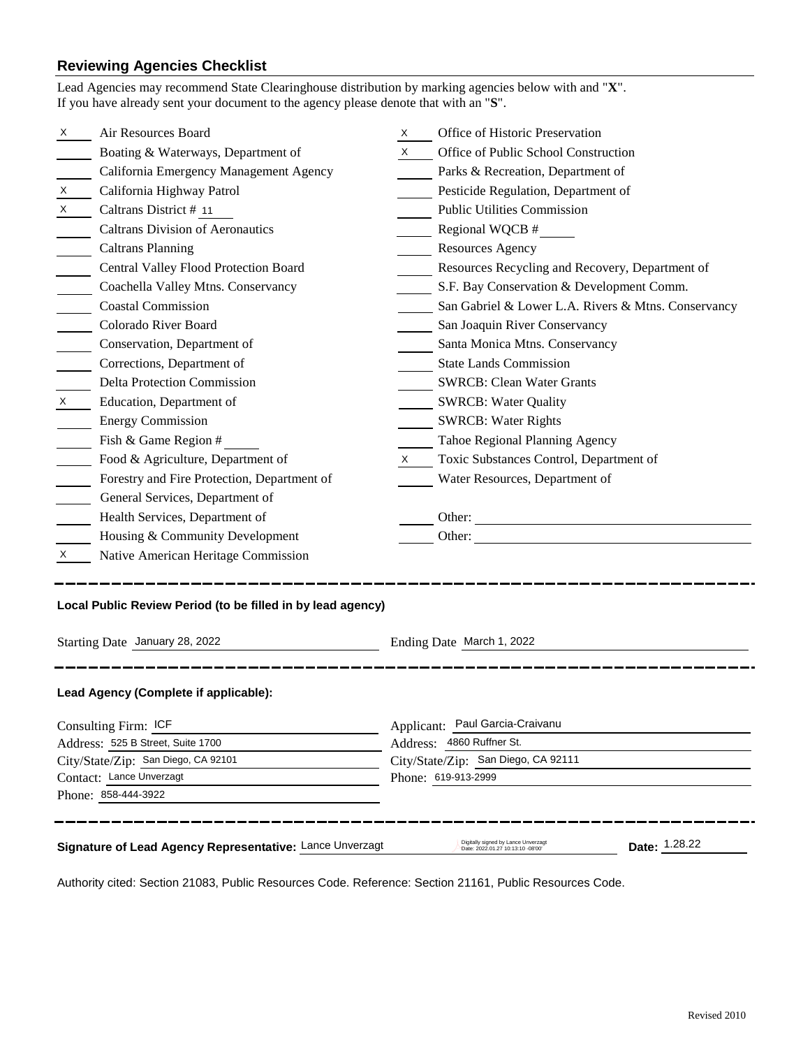## Reviewing Agencies Checklist

Lead Agencies may recommend State Clearinghouse distribution by marking agencies below with and "**X**".
If you have already sent your document to the agency please denote that with an "**S**".

| | | | |
|---|---|---|---|
| X | Air Resources Board | X | Office of Historic Preservation |
| | Boating & Waterways, Department of | X | Office of Public School Construction |
| | California Emergency Management Agency | | Parks & Recreation, Department of |
| X | California Highway Patrol | | Pesticide Regulation, Department of |
| X | Caltrans District # 11 | | Public Utilities Commission |
| | Caltrans Division of Aeronautics | | Regional WQCB # |
| | Caltrans Planning | | Resources Agency |
| | Central Valley Flood Protection Board | | Resources Recycling and Recovery, Department of |
| | Coachella Valley Mtns. Conservancy | | S.F. Bay Conservation & Development Comm. |
| | Coastal Commission | | San Gabriel & Lower L.A. Rivers & Mtns. Conservancy |
| | Colorado River Board | | San Joaquin River Conservancy |
| | Conservation, Department of | | Santa Monica Mtns. Conservancy |
| | Corrections, Department of | | State Lands Commission |
| | Delta Protection Commission | | SWRCB: Clean Water Grants |
| X | Education, Department of | | SWRCB: Water Quality |
| | Energy Commission | | SWRCB: Water Rights |
| | Fish & Game Region # | | Tahoe Regional Planning Agency |
| | Food & Agriculture, Department of | X | Toxic Substances Control, Department of |
| | Forestry and Fire Protection, Department of | | Water Resources, Department of |
| | General Services, Department of | | |
| | Health Services, Department of | | Other: |
| | Housing & Community Development | | Other: |
| X | Native American Heritage Commission | | |

---

**Local Public Review Period (to be filled in by lead agency)**

Starting Date January 28, 2022　　　Ending Date March 1, 2022

---

**Lead Agency (Complete if applicable):**

| | |
|---|---|
| Consulting Firm: ICF | Applicant: Paul Garcia-Craivanu |
| Address: 525 B Street, Suite 1700 | Address: 4860 Ruffner St. |
| City/State/Zip: San Diego, CA 92101 | City/State/Zip: San Diego, CA 92111 |
| Contact: Lance Unverzagt | Phone: 619-913-2999 |
| Phone: 858-444-3922 | |

---

**Signature of Lead Agency Representative:** Lance Unverzagt　Digitally signed by Lance Unverzagt Date: 2022.01.27 10:13:10 -08'00'　**Date:** 1.28.22

Authority cited: Section 21083, Public Resources Code. Reference: Section 21161, Public Resources Code.

Revised 2010